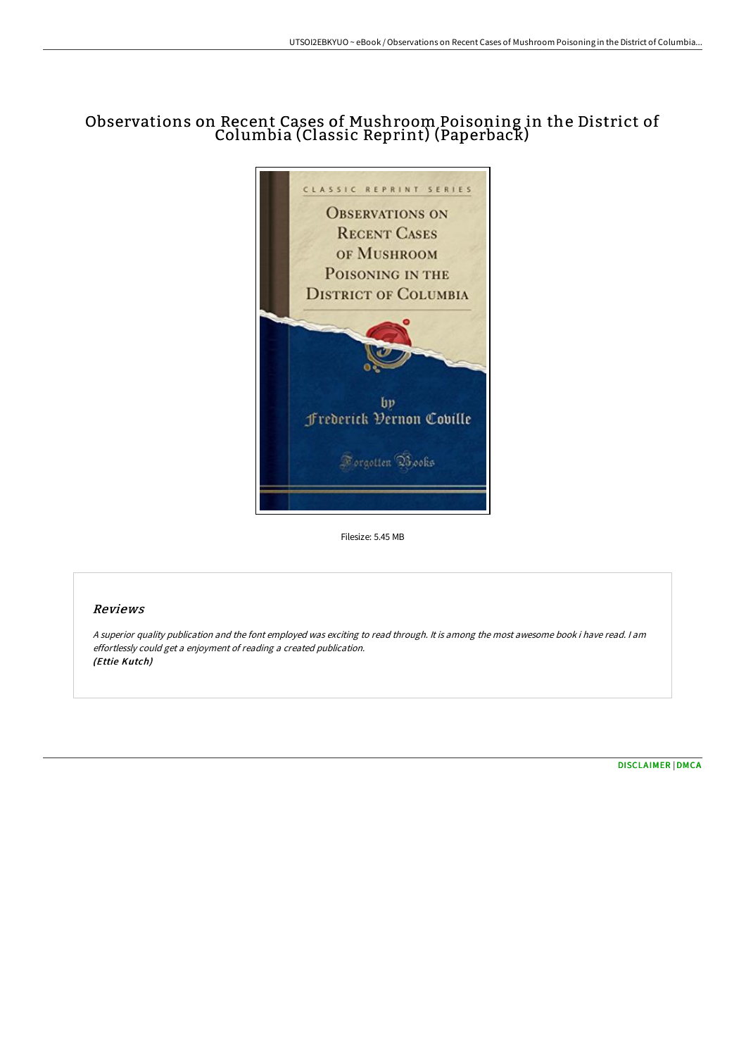# Observations on Recent Cases of Mushroom Poisoning in the District of Columbia (Classic Reprint) (Paperback)

Filesize: 5.45 MB

## Reviews

*A superior quality publication and the font employed was exciting to read through. It is among the most awesome book i have read. I am effortlessly could get a enjoyment of reading a created publication.*
*(Ettie Kutch)*

DISCLAIMER | DMCA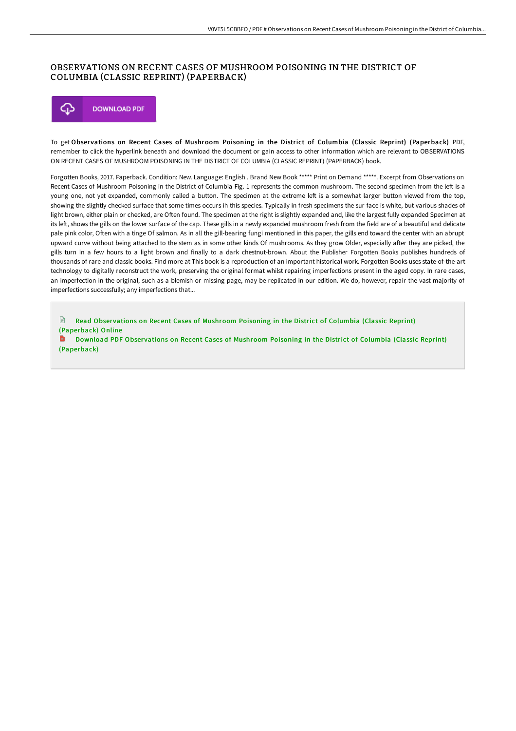# OBSERVATIONS ON RECENT CASES OF MUSHROOM POISONING IN THE DISTRICT OF COLUMBIA (CLASSIC REPRINT) (PAPERBACK)

DOWNLOAD PDF

To get **Observations on Recent Cases of Mushroom Poisoning in the District of Columbia (Classic Reprint) (Paperback)** PDF, remember to click the hyperlink beneath and download the document or gain access to other information which are relevant to OBSERVATIONS ON RECENT CASES OF MUSHROOM POISONING IN THE DISTRICT OF COLUMBIA (CLASSIC REPRINT) (PAPERBACK) book.

Forgotten Books, 2017. Paperback. Condition: New. Language: English . Brand New Book ***** Print on Demand *****. Excerpt from Observations on Recent Cases of Mushroom Poisoning in the District of Columbia Fig. 1 represents the common mushroom. The second specimen from the left is a young one, not yet expanded, commonly called a button. The specimen at the extreme left is a somewhat larger button viewed from the top, showing the slightly checked surface that some times occurs ih this species. Typically in fresh specimens the sur face is white, but various shades of light brown, either plain or checked, are Often found. The specimen at the right is slightly expanded and, like the largest fully expanded Specimen at its left, shows the gills on the lower surface of the cap. These gills in a newly expanded mushroom fresh from the field are of a beautiful and delicate pale pink color, Often with a tinge Of salmon. As in all the gill-bearing fungi mentioned in this paper, the gills end toward the center with an abrupt upward curve without being attached to the stem as in some other kinds Of mushrooms. As they grow Older, especially after they are picked, the gills turn in a few hours to a light brown and finally to a dark chestnut-brown. About the Publisher Forgotten Books publishes hundreds of thousands of rare and classic books. Find more at This book is a reproduction of an important historical work. Forgotten Books uses state-of-the-art technology to digitally reconstruct the work, preserving the original format whilst repairing imperfections present in the aged copy. In rare cases, an imperfection in the original, such as a blemish or missing page, may be replicated in our edition. We do, however, repair the vast majority of imperfections successfully; any imperfections that...

Read Observations on Recent Cases of Mushroom Poisoning in the District of Columbia (Classic Reprint) (Paperback) Online

Download PDF Observations on Recent Cases of Mushroom Poisoning in the District of Columbia (Classic Reprint) (Paperback)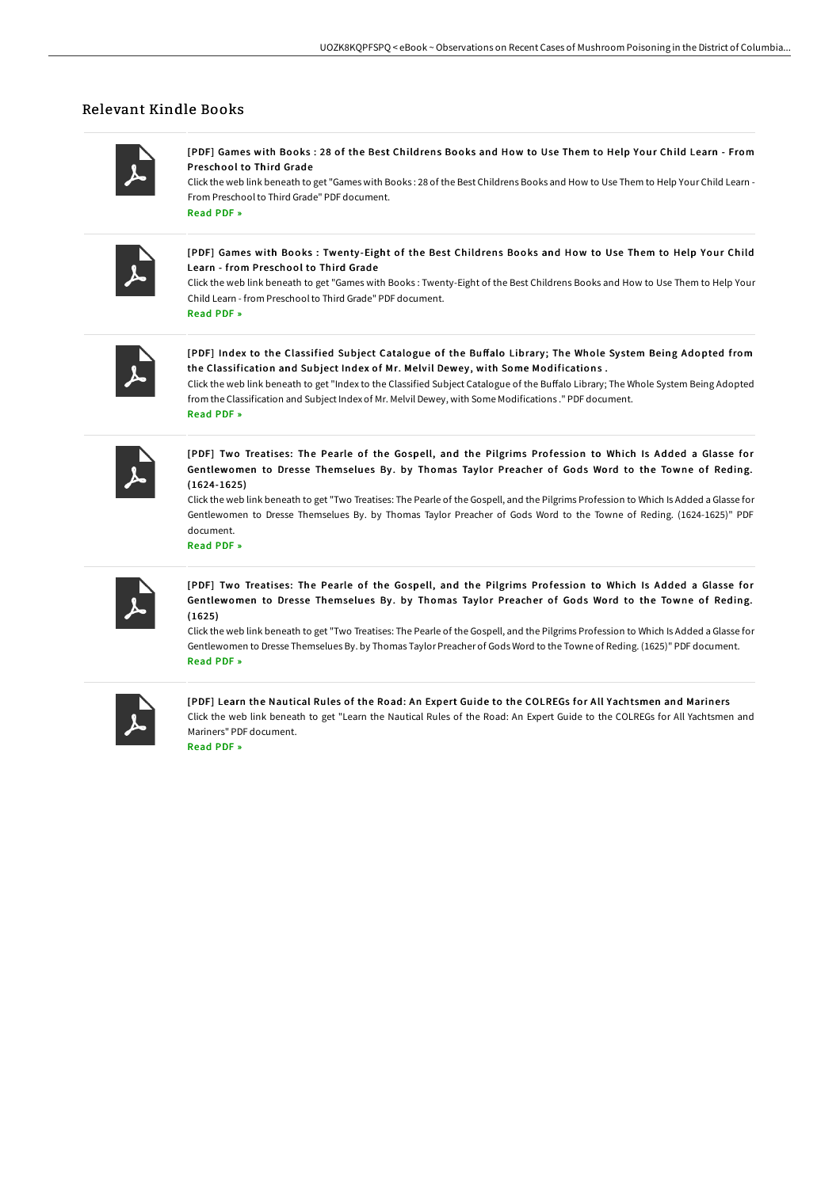## Relevant Kindle Books

**[PDF] Games with Books : 28 of the Best Childrens Books and How to Use Them to Help Your Child Learn - From Preschool to Third Grade**

Click the web link beneath to get "Games with Books : 28 of the Best Childrens Books and How to Use Them to Help Your Child Learn - From Preschool to Third Grade" PDF document.

Read PDF »

**[PDF] Games with Books : Twenty-Eight of the Best Childrens Books and How to Use Them to Help Your Child Learn - from Preschool to Third Grade**

Click the web link beneath to get "Games with Books : Twenty-Eight of the Best Childrens Books and How to Use Them to Help Your Child Learn - from Preschool to Third Grade" PDF document.

Read PDF »

**[PDF] Index to the Classified Subject Catalogue of the Buffalo Library; The Whole System Being Adopted from the Classification and Subject Index of Mr. Melvil Dewey, with Some Modifications .**

Click the web link beneath to get "Index to the Classified Subject Catalogue of the Buffalo Library; The Whole System Being Adopted from the Classification and Subject Index of Mr. Melvil Dewey, with Some Modifications ." PDF document.

Read PDF »

**[PDF] Two Treatises: The Pearle of the Gospell, and the Pilgrims Profession to Which Is Added a Glasse for Gentlewomen to Dresse Themselues By. by Thomas Taylor Preacher of Gods Word to the Towne of Reding. (1624-1625)**

Click the web link beneath to get "Two Treatises: The Pearle of the Gospell, and the Pilgrims Profession to Which Is Added a Glasse for Gentlewomen to Dresse Themselues By. by Thomas Taylor Preacher of Gods Word to the Towne of Reding. (1624-1625)" PDF document.

Read PDF »

**[PDF] Two Treatises: The Pearle of the Gospell, and the Pilgrims Profession to Which Is Added a Glasse for Gentlewomen to Dresse Themselues By. by Thomas Taylor Preacher of Gods Word to the Towne of Reding. (1625)**

Click the web link beneath to get "Two Treatises: The Pearle of the Gospell, and the Pilgrims Profession to Which Is Added a Glasse for Gentlewomen to Dresse Themselues By. by Thomas Taylor Preacher of Gods Word to the Towne of Reding. (1625)" PDF document.

Read PDF »

**[PDF] Learn the Nautical Rules of the Road: An Expert Guide to the COLREGs for All Yachtsmen and Mariners**

Click the web link beneath to get "Learn the Nautical Rules of the Road: An Expert Guide to the COLREGs for All Yachtsmen and Mariners" PDF document.

Read PDF »